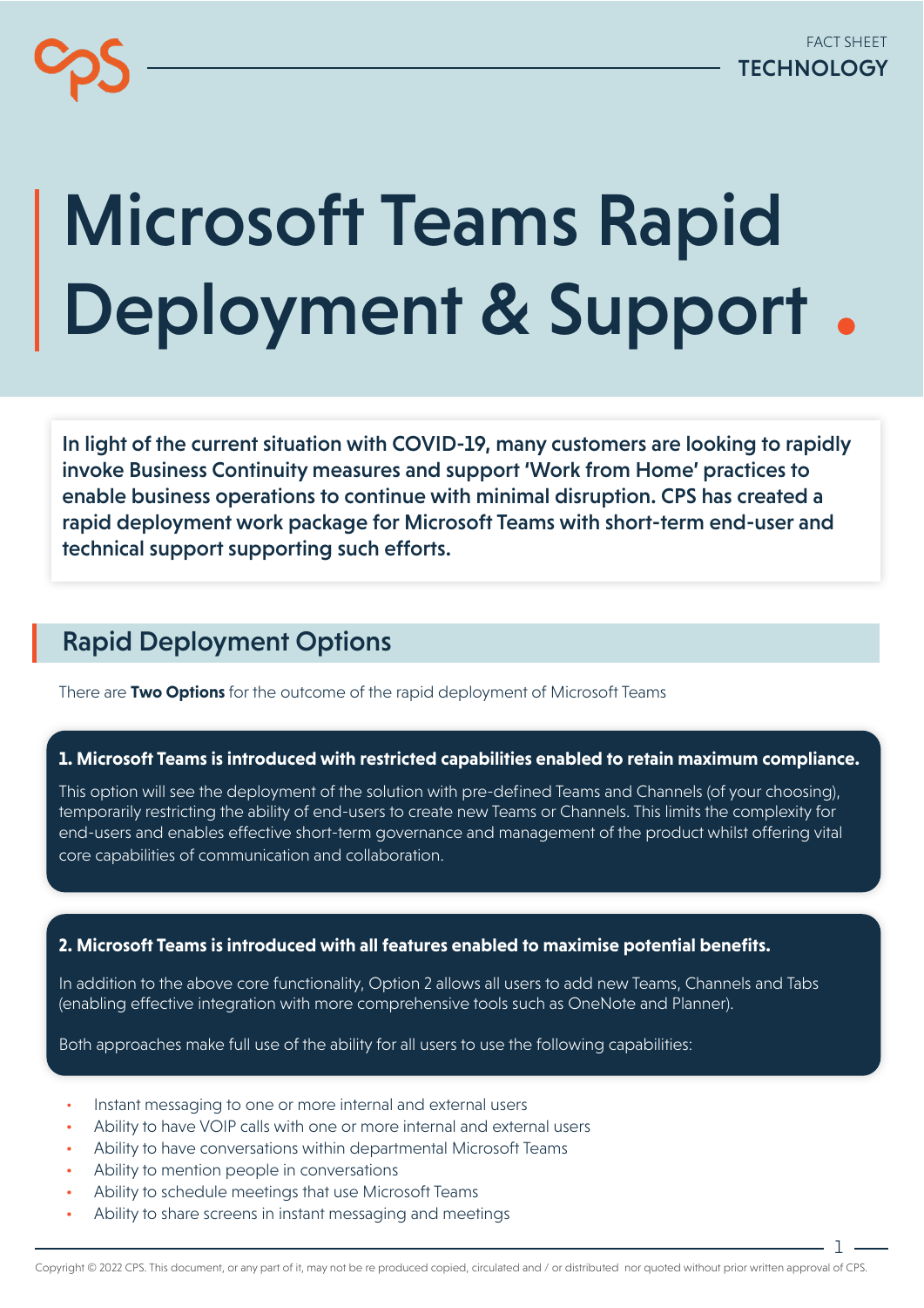FACT SHEET
TECHNOLOGY

# Microsoft Teams Rapid Deployment & Support

**In light of the current situation with COVID-19, many customers are looking to rapidly invoke Business Continuity measures and support 'Work from Home' practices to enable business operations to continue with minimal disruption. CPS has created a rapid deployment work package for Microsoft Teams with short-term end-user and technical support supporting such efforts.**

## Rapid Deployment Options

There are **Two Options** for the outcome of the rapid deployment of Microsoft Teams

**1. Microsoft Teams is introduced with restricted capabilities enabled to retain maximum compliance.**

This option will see the deployment of the solution with pre-defined Teams and Channels (of your choosing), temporarily restricting the ability of end-users to create new Teams or Channels. This limits the complexity for end-users and enables effective short-term governance and management of the product whilst offering vital core capabilities of communication and collaboration.

**2. Microsoft Teams is introduced with all features enabled to maximise potential benefits.**

In addition to the above core functionality, Option 2 allows all users to add new Teams, Channels and Tabs (enabling effective integration with more comprehensive tools such as OneNote and Planner).

Both approaches make full use of the ability for all users to use the following capabilities:

- Instant messaging to one or more internal and external users
- Ability to have VOIP calls with one or more internal and external users
- Ability to have conversations within departmental Microsoft Teams
- Ability to mention people in conversations
- Ability to schedule meetings that use Microsoft Teams
- Ability to share screens in instant messaging and meetings

Copyright © 2022 CPS. This document, or any part of it, may not be re produced copied, circulated and / or distributed nor quoted without prior written approval of CPS.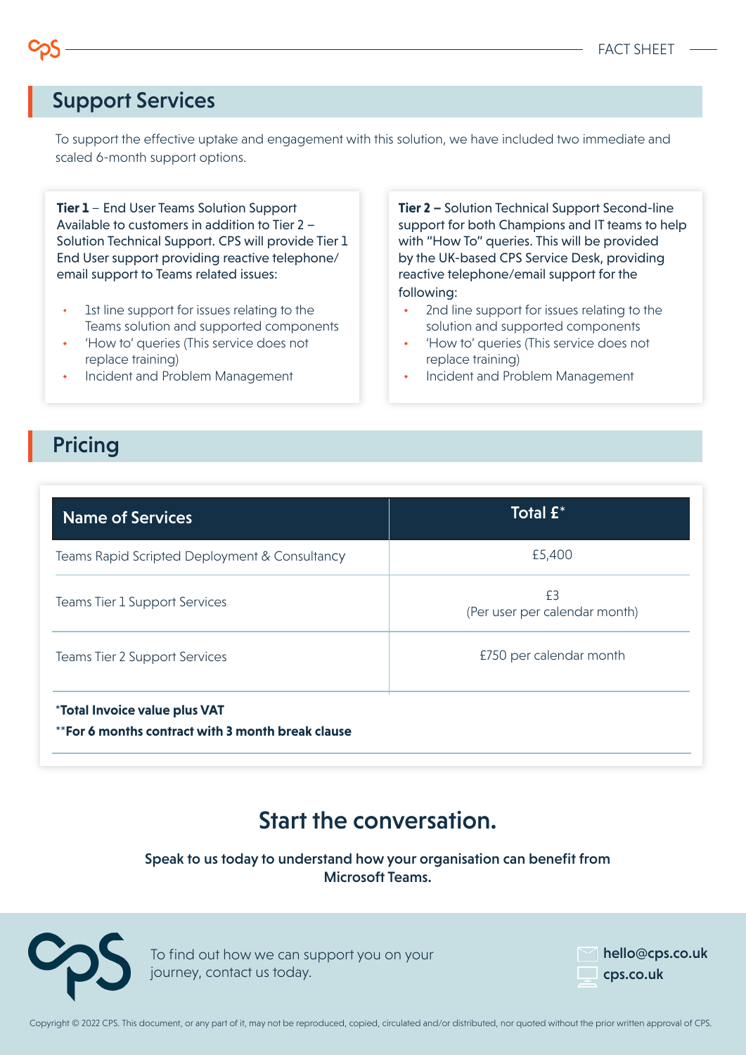## Support Services

To support the effective uptake and engagement with this solution, we have included two immediate and scaled 6-month support options.

**Tier 1** – End User Teams Solution Support Available to customers in addition to Tier 2 – Solution Technical Support. CPS will provide Tier 1 End User support providing reactive telephone/ email support to Teams related issues:

- 1st line support for issues relating to the Teams solution and supported components
- 'How to' queries (This service does not replace training)
- Incident and Problem Management

**Tier 2 –** Solution Technical Support Second-line support for both Champions and IT teams to help with "How To" queries. This will be provided by the UK-based CPS Service Desk, providing reactive telephone/email support for the following:

- 2nd line support for issues relating to the solution and supported components
- 'How to' queries (This service does not replace training)
- Incident and Problem Management

## Pricing

| Name of Services | Total £* |
|---|---|
| Teams Rapid Scripted Deployment & Consultancy | £5,400 |
| Teams Tier 1 Support Services | £3 (Per user per calendar month) |
| Teams Tier 2 Support Services | £750 per calendar month |

***Total Invoice value plus VAT**

****For 6 months contract with 3 month break clause**

# Start the conversation.

**Speak to us today to understand how your organisation can benefit from Microsoft Teams.**

To find out how we can support you on your journey, contact us today.

**hello@cps.co.uk**

**cps.co.uk**

Copyright © 2022 CPS. This document, or any part of it, may not be reproduced, copied, circulated and/or distributed, nor quoted without the prior written approval of CPS.